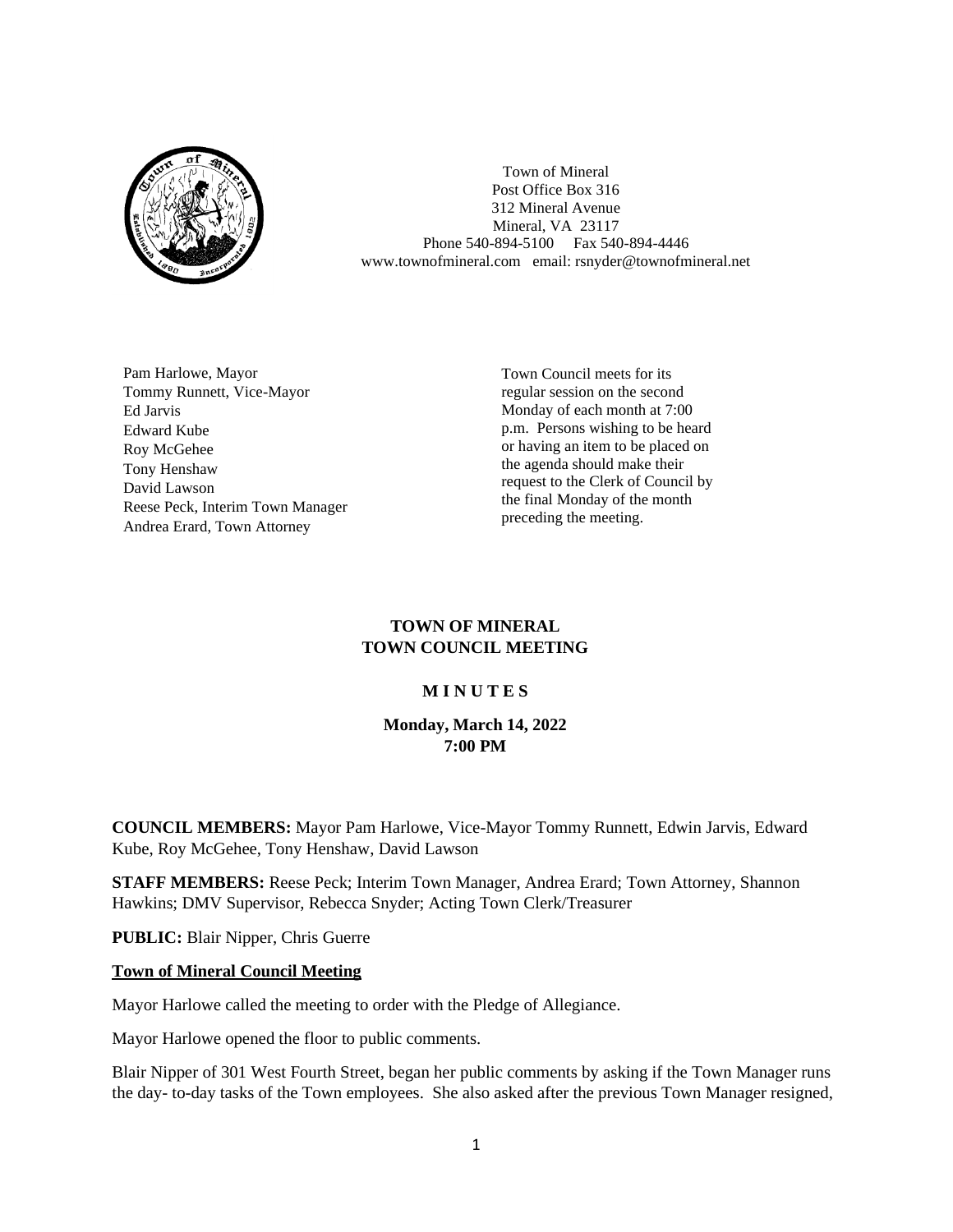Town of Mineral
Post Office Box 316
312 Mineral Avenue
Mineral, VA 23117
Phone 540-894-5100 Fax 540-894-4446
www.townofmineral.com email: rsnyder@townofmineral.net

Pam Harlowe, Mayor
Tommy Runnett, Vice-Mayor
Ed Jarvis
Edward Kube
Roy McGehee
Tony Henshaw
David Lawson
Reese Peck, Interim Town Manager
Andrea Erard, Town Attorney

Town Council meets for its regular session on the second Monday of each month at 7:00 p.m. Persons wishing to be heard or having an item to be placed on the agenda should make their request to the Clerk of Council by the final Monday of the month preceding the meeting.

# TOWN OF MINERAL
# TOWN COUNCIL MEETING

## M I N U T E S

**Monday, March 14, 2022**
**7:00 PM**

**COUNCIL MEMBERS:** Mayor Pam Harlowe, Vice-Mayor Tommy Runnett, Edwin Jarvis, Edward Kube, Roy McGehee, Tony Henshaw, David Lawson

**STAFF MEMBERS:** Reese Peck; Interim Town Manager, Andrea Erard; Town Attorney, Shannon Hawkins; DMV Supervisor, Rebecca Snyder; Acting Town Clerk/Treasurer

**PUBLIC:** Blair Nipper, Chris Guerre

**Town of Mineral Council Meeting**

Mayor Harlowe called the meeting to order with the Pledge of Allegiance.

Mayor Harlowe opened the floor to public comments.

Blair Nipper of 301 West Fourth Street, began her public comments by asking if the Town Manager runs the day- to-day tasks of the Town employees. She also asked after the previous Town Manager resigned,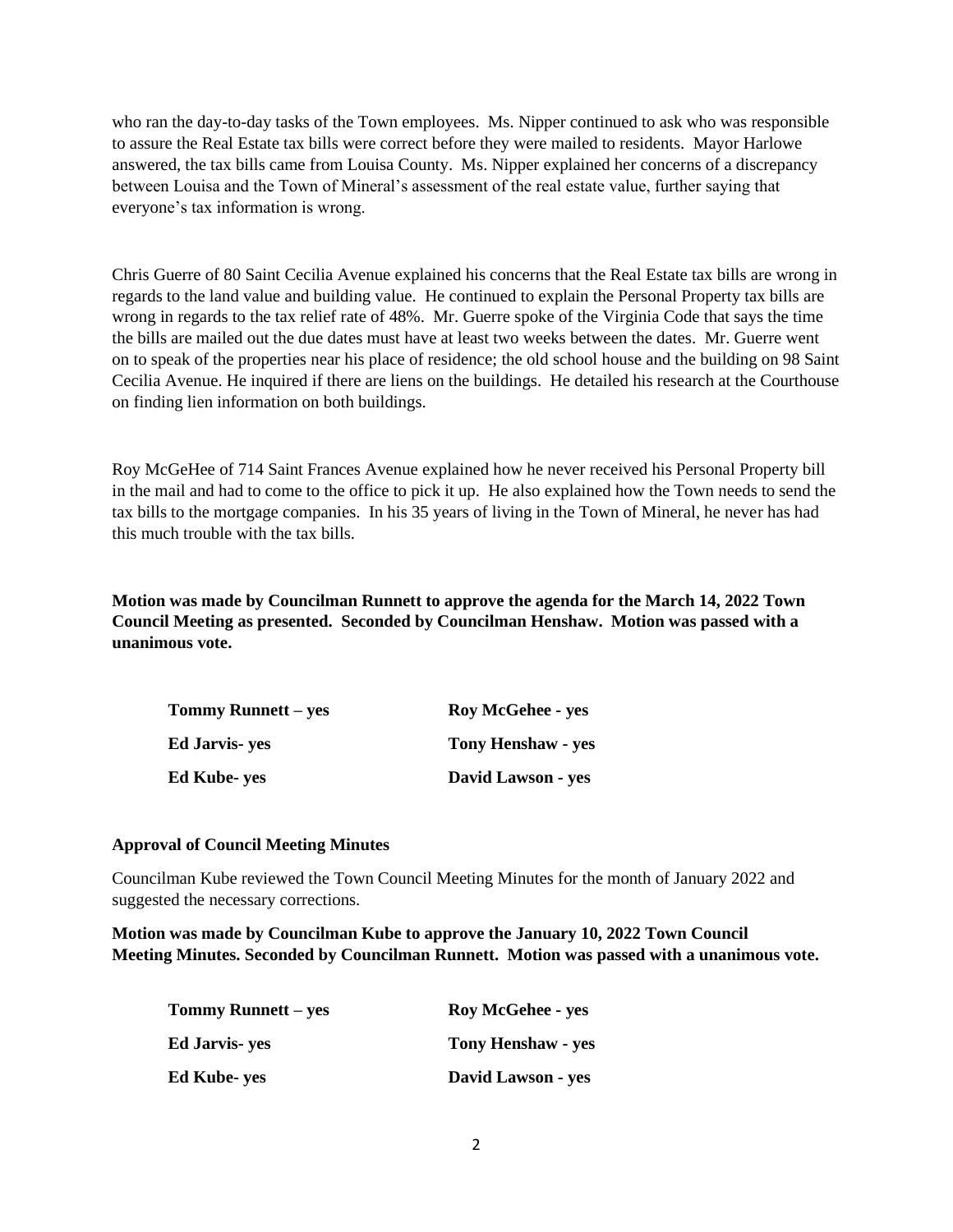who ran the day-to-day tasks of the Town employees. Ms. Nipper continued to ask who was responsible to assure the Real Estate tax bills were correct before they were mailed to residents. Mayor Harlowe answered, the tax bills came from Louisa County. Ms. Nipper explained her concerns of a discrepancy between Louisa and the Town of Mineral's assessment of the real estate value, further saying that everyone's tax information is wrong.

Chris Guerre of 80 Saint Cecilia Avenue explained his concerns that the Real Estate tax bills are wrong in regards to the land value and building value. He continued to explain the Personal Property tax bills are wrong in regards to the tax relief rate of 48%. Mr. Guerre spoke of the Virginia Code that says the time the bills are mailed out the due dates must have at least two weeks between the dates. Mr. Guerre went on to speak of the properties near his place of residence; the old school house and the building on 98 Saint Cecilia Avenue. He inquired if there are liens on the buildings. He detailed his research at the Courthouse on finding lien information on both buildings.

Roy McGeHee of 714 Saint Frances Avenue explained how he never received his Personal Property bill in the mail and had to come to the office to pick it up. He also explained how the Town needs to send the tax bills to the mortgage companies. In his 35 years of living in the Town of Mineral, he never has had this much trouble with the tax bills.

**Motion was made by Councilman Runnett to approve the agenda for the March 14, 2022 Town Council Meeting as presented. Seconded by Councilman Henshaw. Motion was passed with a unanimous vote.**

| | |
|---|---|
| **Tommy Runnett – yes** | **Roy McGehee - yes** |
| **Ed Jarvis- yes** | **Tony Henshaw - yes** |
| **Ed Kube- yes** | **David Lawson - yes** |

**Approval of Council Meeting Minutes**

Councilman Kube reviewed the Town Council Meeting Minutes for the month of January 2022 and suggested the necessary corrections.

**Motion was made by Councilman Kube to approve the January 10, 2022 Town Council Meeting Minutes. Seconded by Councilman Runnett. Motion was passed with a unanimous vote.**

| | |
|---|---|
| **Tommy Runnett – yes** | **Roy McGehee - yes** |
| **Ed Jarvis- yes** | **Tony Henshaw - yes** |
| **Ed Kube- yes** | **David Lawson - yes** |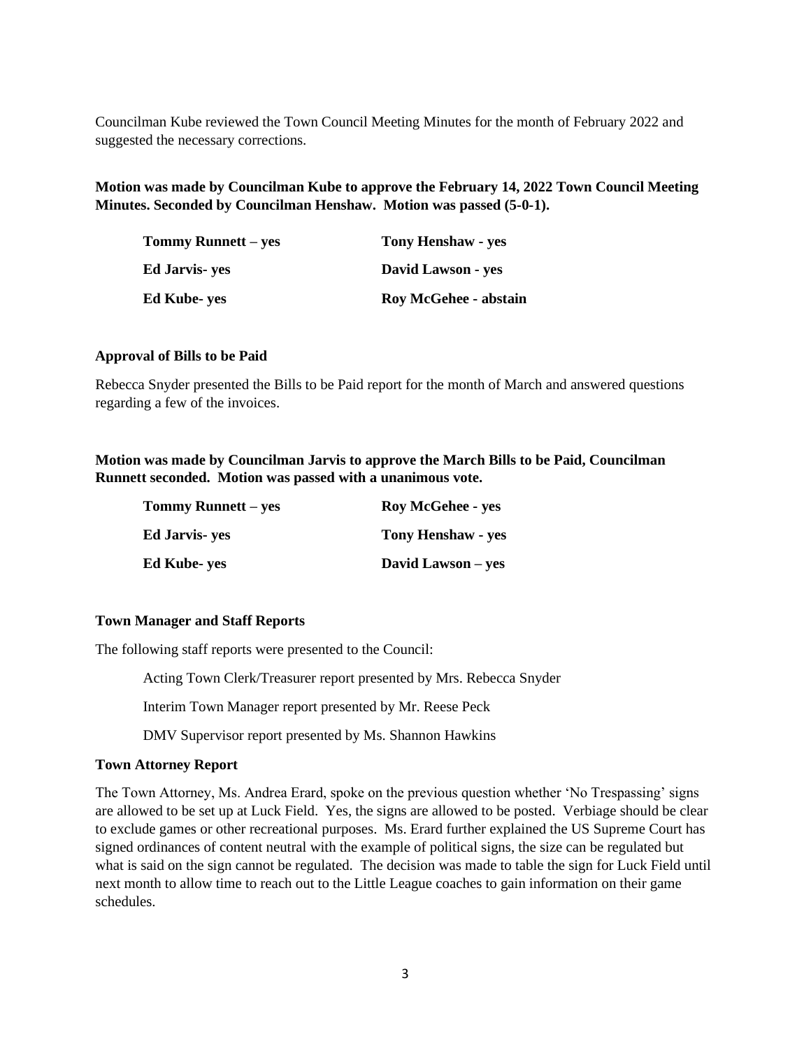Councilman Kube reviewed the Town Council Meeting Minutes for the month of February 2022 and suggested the necessary corrections.

**Motion was made by Councilman Kube to approve the February 14, 2022 Town Council Meeting Minutes. Seconded by Councilman Henshaw. Motion was passed (5-0-1).**

| | |
|---|---|
| **Tommy Runnett – yes** | **Tony Henshaw - yes** |
| **Ed Jarvis- yes** | **David Lawson - yes** |
| **Ed Kube- yes** | **Roy McGehee - abstain** |

### Approval of Bills to be Paid

Rebecca Snyder presented the Bills to be Paid report for the month of March and answered questions regarding a few of the invoices.

**Motion was made by Councilman Jarvis to approve the March Bills to be Paid, Councilman Runnett seconded. Motion was passed with a unanimous vote.**

| | |
|---|---|
| **Tommy Runnett – yes** | **Roy McGehee - yes** |
| **Ed Jarvis- yes** | **Tony Henshaw - yes** |
| **Ed Kube- yes** | **David Lawson – yes** |

### Town Manager and Staff Reports

The following staff reports were presented to the Council:

Acting Town Clerk/Treasurer report presented by Mrs. Rebecca Snyder

Interim Town Manager report presented by Mr. Reese Peck

DMV Supervisor report presented by Ms. Shannon Hawkins

### Town Attorney Report

The Town Attorney, Ms. Andrea Erard, spoke on the previous question whether 'No Trespassing' signs are allowed to be set up at Luck Field. Yes, the signs are allowed to be posted. Verbiage should be clear to exclude games or other recreational purposes. Ms. Erard further explained the US Supreme Court has signed ordinances of content neutral with the example of political signs, the size can be regulated but what is said on the sign cannot be regulated. The decision was made to table the sign for Luck Field until next month to allow time to reach out to the Little League coaches to gain information on their game schedules.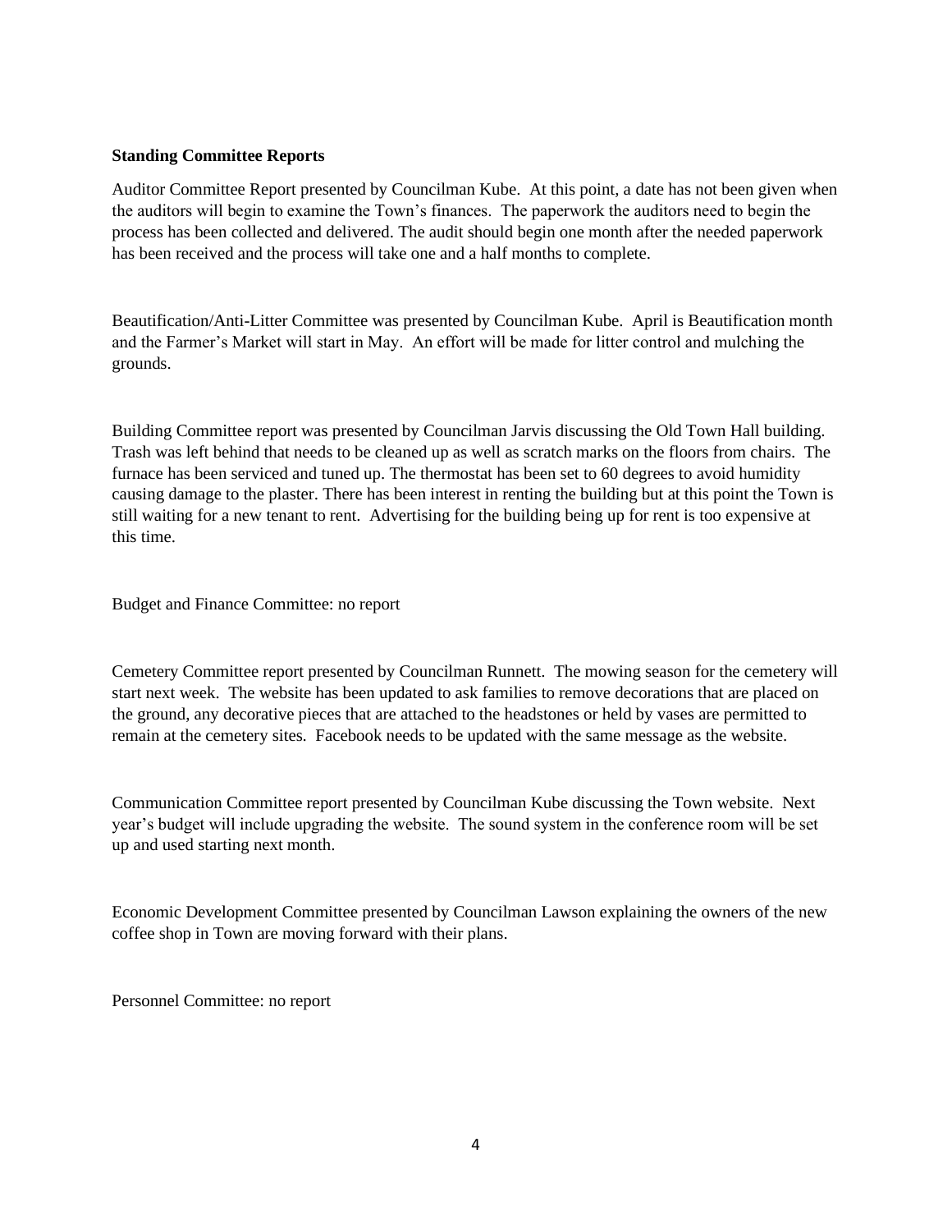**Standing Committee Reports**

Auditor Committee Report presented by Councilman Kube. At this point, a date has not been given when the auditors will begin to examine the Town's finances. The paperwork the auditors need to begin the process has been collected and delivered. The audit should begin one month after the needed paperwork has been received and the process will take one and a half months to complete.

Beautification/Anti-Litter Committee was presented by Councilman Kube. April is Beautification month and the Farmer's Market will start in May. An effort will be made for litter control and mulching the grounds.

Building Committee report was presented by Councilman Jarvis discussing the Old Town Hall building. Trash was left behind that needs to be cleaned up as well as scratch marks on the floors from chairs. The furnace has been serviced and tuned up. The thermostat has been set to 60 degrees to avoid humidity causing damage to the plaster. There has been interest in renting the building but at this point the Town is still waiting for a new tenant to rent. Advertising for the building being up for rent is too expensive at this time.

Budget and Finance Committee: no report

Cemetery Committee report presented by Councilman Runnett. The mowing season for the cemetery will start next week. The website has been updated to ask families to remove decorations that are placed on the ground, any decorative pieces that are attached to the headstones or held by vases are permitted to remain at the cemetery sites. Facebook needs to be updated with the same message as the website.

Communication Committee report presented by Councilman Kube discussing the Town website. Next year's budget will include upgrading the website. The sound system in the conference room will be set up and used starting next month.

Economic Development Committee presented by Councilman Lawson explaining the owners of the new coffee shop in Town are moving forward with their plans.

Personnel Committee: no report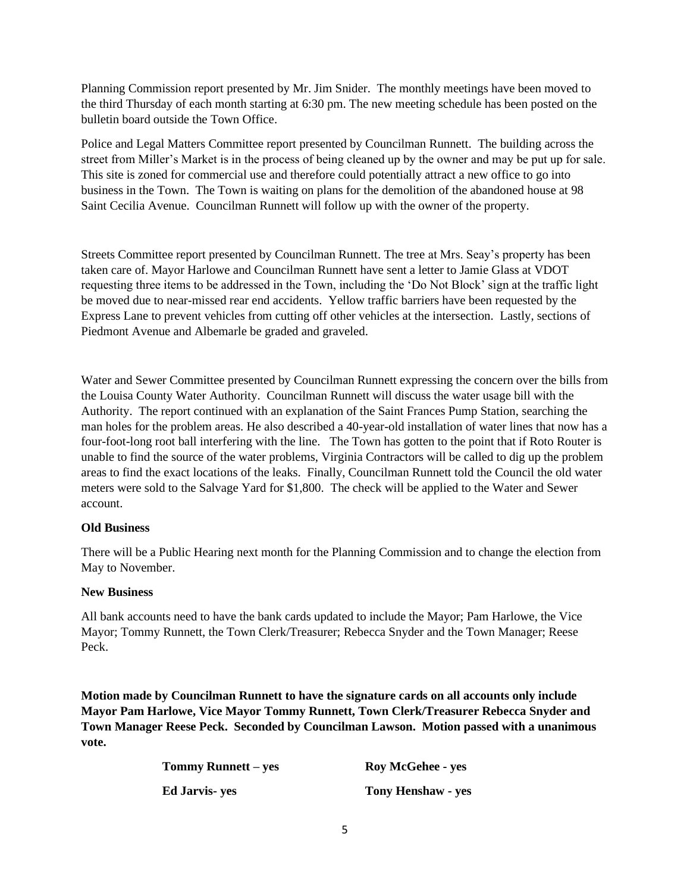Planning Commission report presented by Mr. Jim Snider. The monthly meetings have been moved to the third Thursday of each month starting at 6:30 pm. The new meeting schedule has been posted on the bulletin board outside the Town Office.

Police and Legal Matters Committee report presented by Councilman Runnett. The building across the street from Miller's Market is in the process of being cleaned up by the owner and may be put up for sale. This site is zoned for commercial use and therefore could potentially attract a new office to go into business in the Town. The Town is waiting on plans for the demolition of the abandoned house at 98 Saint Cecilia Avenue. Councilman Runnett will follow up with the owner of the property.

Streets Committee report presented by Councilman Runnett. The tree at Mrs. Seay's property has been taken care of. Mayor Harlowe and Councilman Runnett have sent a letter to Jamie Glass at VDOT requesting three items to be addressed in the Town, including the 'Do Not Block' sign at the traffic light be moved due to near-missed rear end accidents. Yellow traffic barriers have been requested by the Express Lane to prevent vehicles from cutting off other vehicles at the intersection. Lastly, sections of Piedmont Avenue and Albemarle be graded and graveled.

Water and Sewer Committee presented by Councilman Runnett expressing the concern over the bills from the Louisa County Water Authority. Councilman Runnett will discuss the water usage bill with the Authority. The report continued with an explanation of the Saint Frances Pump Station, searching the man holes for the problem areas. He also described a 40-year-old installation of water lines that now has a four-foot-long root ball interfering with the line. The Town has gotten to the point that if Roto Router is unable to find the source of the water problems, Virginia Contractors will be called to dig up the problem areas to find the exact locations of the leaks. Finally, Councilman Runnett told the Council the old water meters were sold to the Salvage Yard for $1,800. The check will be applied to the Water and Sewer account.

**Old Business**

There will be a Public Hearing next month for the Planning Commission and to change the election from May to November.

**New Business**

All bank accounts need to have the bank cards updated to include the Mayor; Pam Harlowe, the Vice Mayor; Tommy Runnett, the Town Clerk/Treasurer; Rebecca Snyder and the Town Manager; Reese Peck.

**Motion made by Councilman Runnett to have the signature cards on all accounts only include Mayor Pam Harlowe, Vice Mayor Tommy Runnett, Town Clerk/Treasurer Rebecca Snyder and Town Manager Reese Peck. Seconded by Councilman Lawson. Motion passed with a unanimous vote.**

| | |
|---|---|
| **Tommy Runnett – yes** | **Roy McGehee - yes** |
| **Ed Jarvis- yes** | **Tony Henshaw - yes** |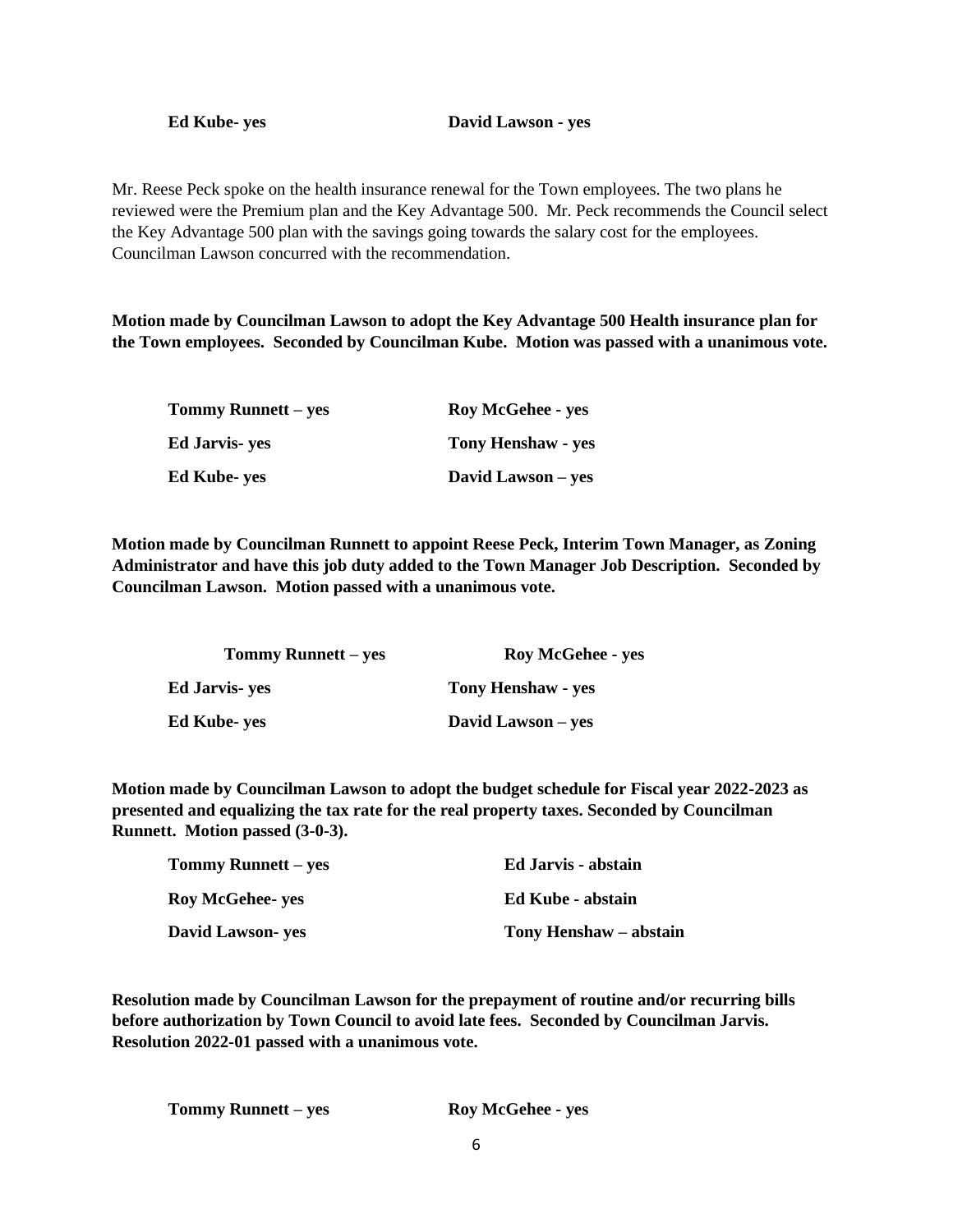**Ed Kube- yes** **David Lawson - yes**

Mr. Reese Peck spoke on the health insurance renewal for the Town employees. The two plans he reviewed were the Premium plan and the Key Advantage 500. Mr. Peck recommends the Council select the Key Advantage 500 plan with the savings going towards the salary cost for the employees. Councilman Lawson concurred with the recommendation.

**Motion made by Councilman Lawson to adopt the Key Advantage 500 Health insurance plan for the Town employees. Seconded by Councilman Kube. Motion was passed with a unanimous vote.**

| | |
|---|---|
| **Tommy Runnett – yes** | **Roy McGehee - yes** |
| **Ed Jarvis- yes** | **Tony Henshaw - yes** |
| **Ed Kube- yes** | **David Lawson – yes** |

**Motion made by Councilman Runnett to appoint Reese Peck, Interim Town Manager, as Zoning Administrator and have this job duty added to the Town Manager Job Description. Seconded by Councilman Lawson. Motion passed with a unanimous vote.**

| | |
|---|---|
| **Tommy Runnett – yes** | **Roy McGehee - yes** |
| **Ed Jarvis- yes** | **Tony Henshaw - yes** |
| **Ed Kube- yes** | **David Lawson – yes** |

**Motion made by Councilman Lawson to adopt the budget schedule for Fiscal year 2022-2023 as presented and equalizing the tax rate for the real property taxes. Seconded by Councilman Runnett. Motion passed (3-0-3).**

| | |
|---|---|
| **Tommy Runnett – yes** | **Ed Jarvis - abstain** |
| **Roy McGehee- yes** | **Ed Kube - abstain** |
| **David Lawson- yes** | **Tony Henshaw – abstain** |

**Resolution made by Councilman Lawson for the prepayment of routine and/or recurring bills before authorization by Town Council to avoid late fees. Seconded by Councilman Jarvis. Resolution 2022-01 passed with a unanimous vote.**

**Tommy Runnett – yes** **Roy McGehee - yes**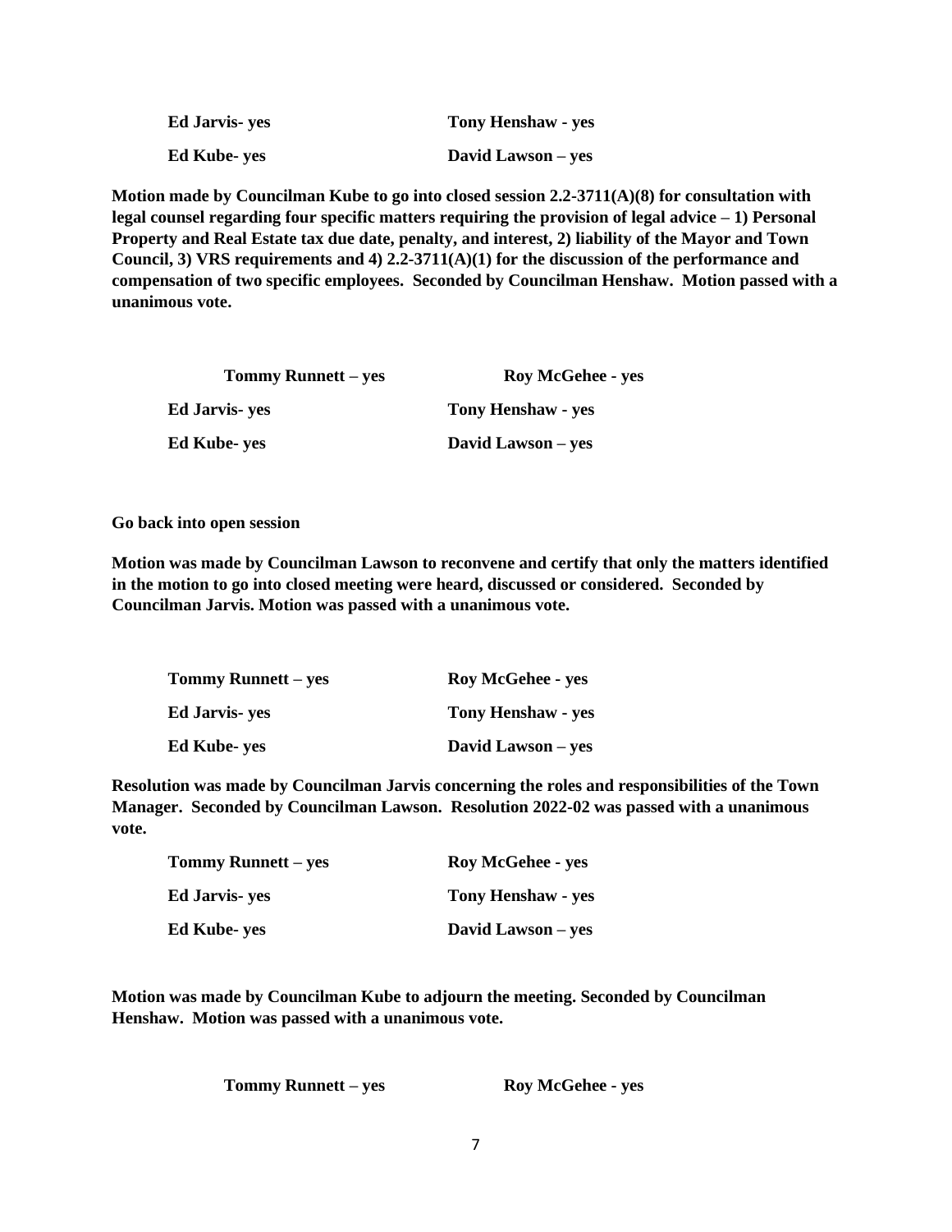| **Ed Jarvis- yes** | **Tony Henshaw - yes** |
|---|---|
| **Ed Kube- yes** | **David Lawson – yes** |

**Motion made by Councilman Kube to go into closed session 2.2-3711(A)(8) for consultation with legal counsel regarding four specific matters requiring the provision of legal advice – 1) Personal Property and Real Estate tax due date, penalty, and interest, 2) liability of the Mayor and Town Council, 3) VRS requirements and 4) 2.2-3711(A)(1) for the discussion of the performance and compensation of two specific employees. Seconded by Councilman Henshaw. Motion passed with a unanimous vote.**

| **Tommy Runnett – yes** | **Roy McGehee - yes** |
|---|---|
| **Ed Jarvis- yes** | **Tony Henshaw - yes** |
| **Ed Kube- yes** | **David Lawson – yes** |

**Go back into open session**

**Motion was made by Councilman Lawson to reconvene and certify that only the matters identified in the motion to go into closed meeting were heard, discussed or considered. Seconded by Councilman Jarvis. Motion was passed with a unanimous vote.**

| **Tommy Runnett – yes** | **Roy McGehee - yes** |
|---|---|
| **Ed Jarvis- yes** | **Tony Henshaw - yes** |
| **Ed Kube- yes** | **David Lawson – yes** |

**Resolution was made by Councilman Jarvis concerning the roles and responsibilities of the Town Manager. Seconded by Councilman Lawson. Resolution 2022-02 was passed with a unanimous vote.**

| **Tommy Runnett – yes** | **Roy McGehee - yes** |
|---|---|
| **Ed Jarvis- yes** | **Tony Henshaw - yes** |
| **Ed Kube- yes** | **David Lawson – yes** |

**Motion was made by Councilman Kube to adjourn the meeting. Seconded by Councilman Henshaw. Motion was passed with a unanimous vote.**

| **Tommy Runnett – yes** | **Roy McGehee - yes** |
|---|---|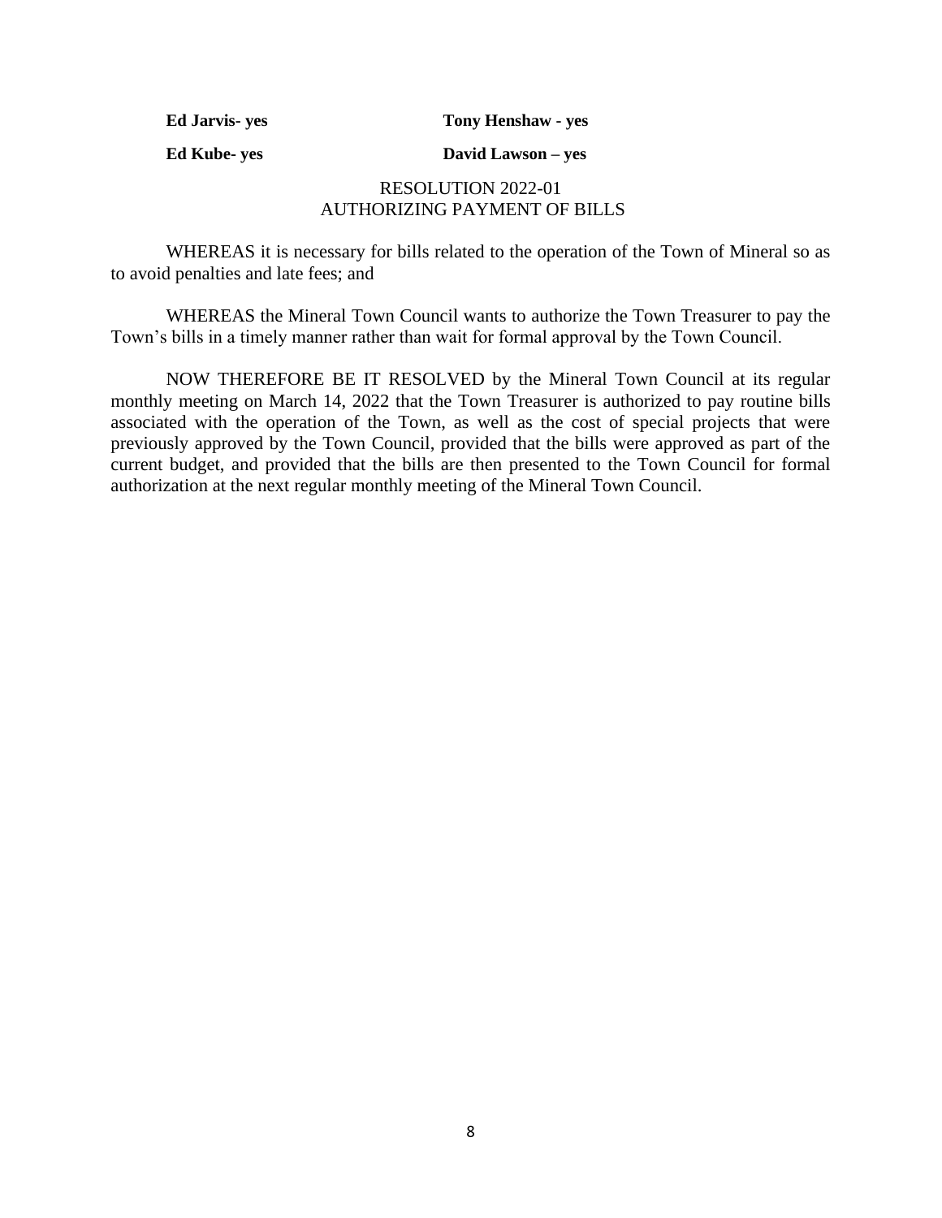**Ed Jarvis- yes** **Tony Henshaw - yes**

**Ed Kube- yes** **David Lawson – yes**

RESOLUTION 2022-01
AUTHORIZING PAYMENT OF BILLS

WHEREAS it is necessary for bills related to the operation of the Town of Mineral so as to avoid penalties and late fees; and

WHEREAS the Mineral Town Council wants to authorize the Town Treasurer to pay the Town's bills in a timely manner rather than wait for formal approval by the Town Council.

NOW THEREFORE BE IT RESOLVED by the Mineral Town Council at its regular monthly meeting on March 14, 2022 that the Town Treasurer is authorized to pay routine bills associated with the operation of the Town, as well as the cost of special projects that were previously approved by the Town Council, provided that the bills were approved as part of the current budget, and provided that the bills are then presented to the Town Council for formal authorization at the next regular monthly meeting of the Mineral Town Council.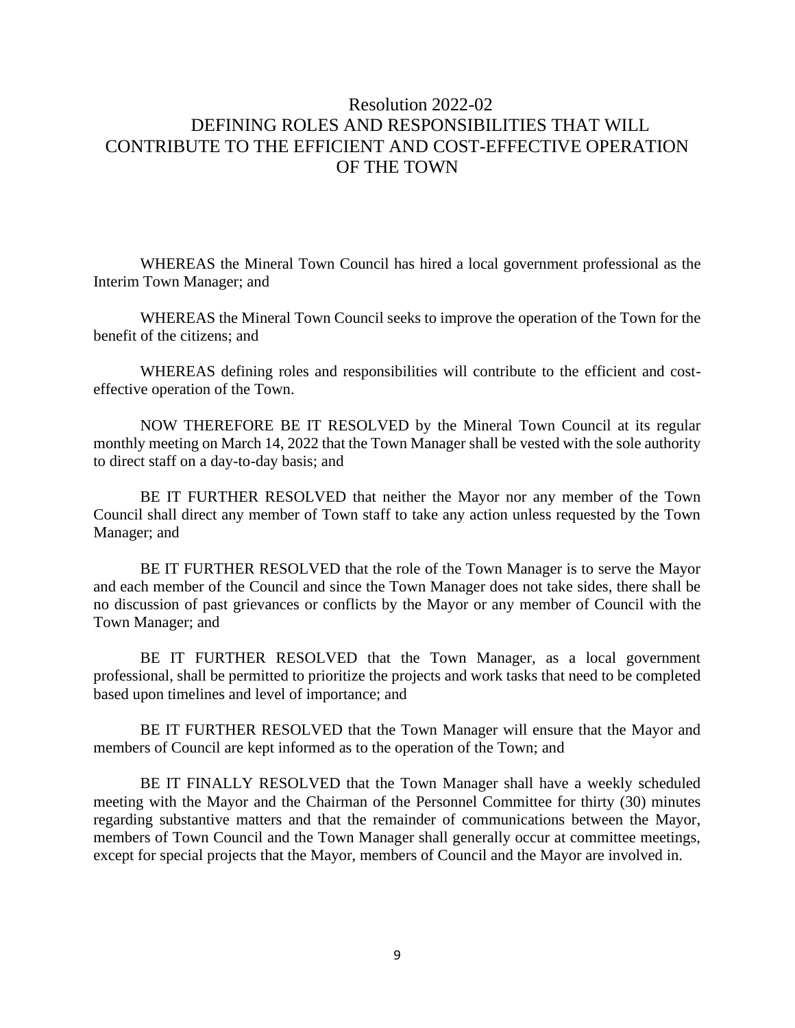# Resolution 2022-02
## DEFINING ROLES AND RESPONSIBILITIES THAT WILL CONTRIBUTE TO THE EFFICIENT AND COST-EFFECTIVE OPERATION OF THE TOWN

WHEREAS the Mineral Town Council has hired a local government professional as the Interim Town Manager; and

WHEREAS the Mineral Town Council seeks to improve the operation of the Town for the benefit of the citizens; and

WHEREAS defining roles and responsibilities will contribute to the efficient and cost-effective operation of the Town.

NOW THEREFORE BE IT RESOLVED by the Mineral Town Council at its regular monthly meeting on March 14, 2022 that the Town Manager shall be vested with the sole authority to direct staff on a day-to-day basis; and

BE IT FURTHER RESOLVED that neither the Mayor nor any member of the Town Council shall direct any member of Town staff to take any action unless requested by the Town Manager; and

BE IT FURTHER RESOLVED that the role of the Town Manager is to serve the Mayor and each member of the Council and since the Town Manager does not take sides, there shall be no discussion of past grievances or conflicts by the Mayor or any member of Council with the Town Manager; and

BE IT FURTHER RESOLVED that the Town Manager, as a local government professional, shall be permitted to prioritize the projects and work tasks that need to be completed based upon timelines and level of importance; and

BE IT FURTHER RESOLVED that the Town Manager will ensure that the Mayor and members of Council are kept informed as to the operation of the Town; and

BE IT FINALLY RESOLVED that the Town Manager shall have a weekly scheduled meeting with the Mayor and the Chairman of the Personnel Committee for thirty (30) minutes regarding substantive matters and that the remainder of communications between the Mayor, members of Town Council and the Town Manager shall generally occur at committee meetings, except for special projects that the Mayor, members of Council and the Mayor are involved in.